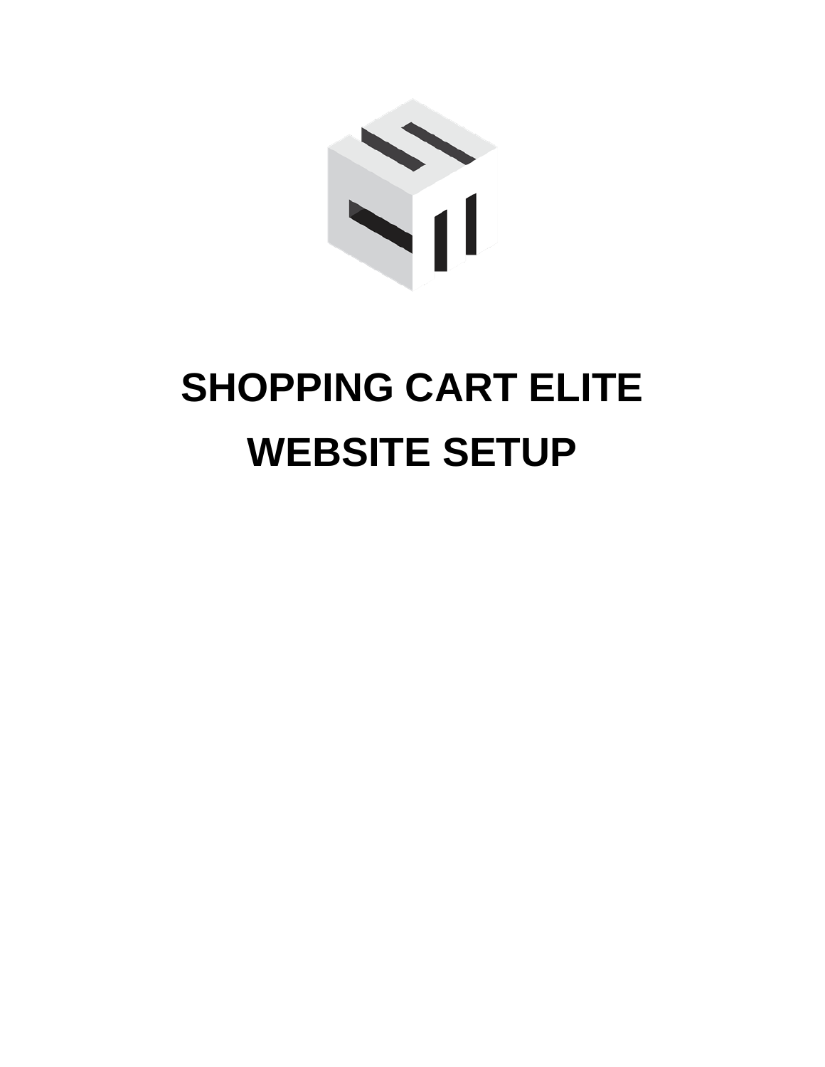# SHOPPING CART ELITE

# WEBSITE SETUP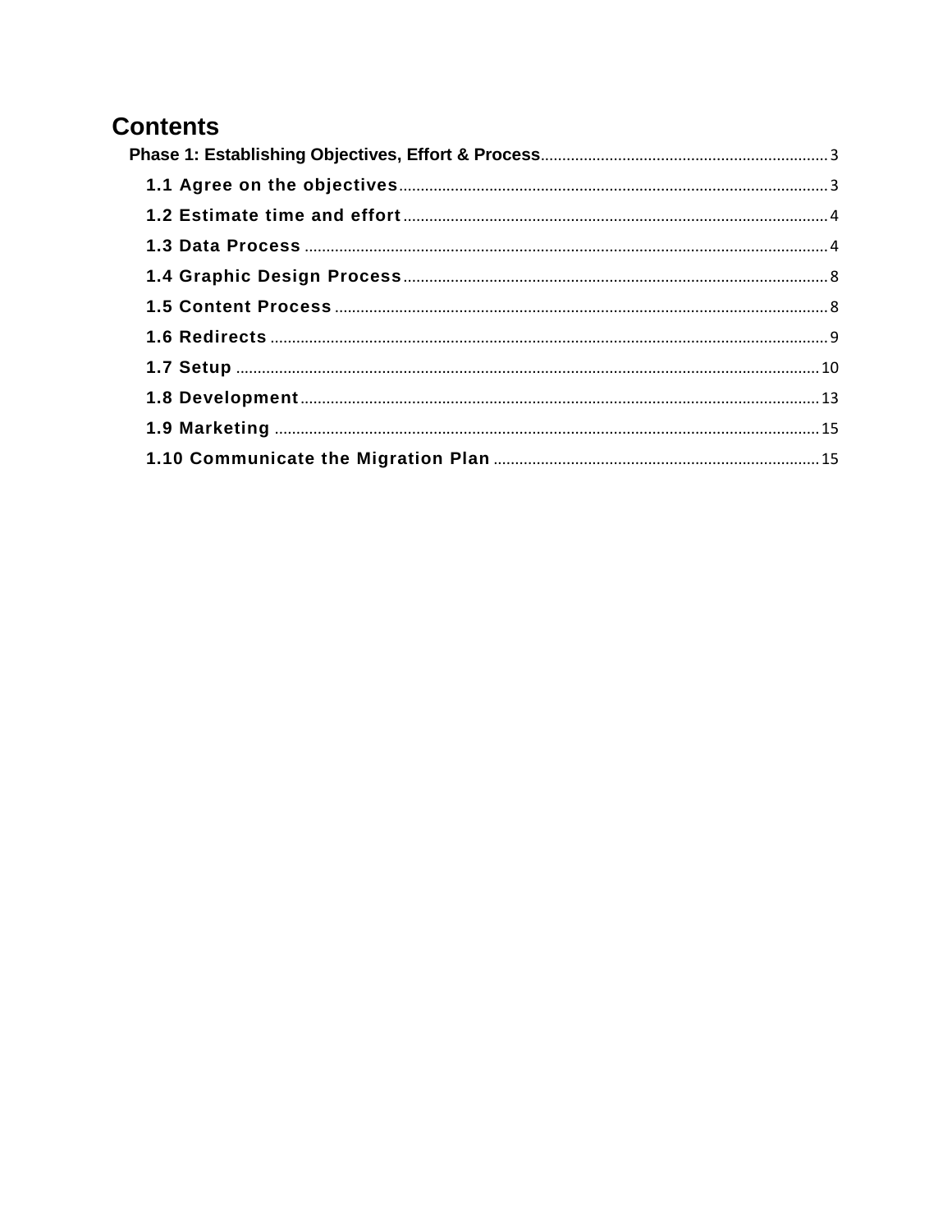# Contents

Phase 1: Establishing Objectives, Effort & Process .......... 3

- 1.1 Agree on the objectives .......... 3
- 1.2 Estimate time and effort .......... 4
- 1.3 Data Process .......... 4
- 1.4 Graphic Design Process .......... 8
- 1.5 Content Process .......... 8
- 1.6 Redirects .......... 9
- 1.7 Setup .......... 10
- 1.8 Development .......... 13
- 1.9 Marketing .......... 15
- 1.10 Communicate the Migration Plan .......... 15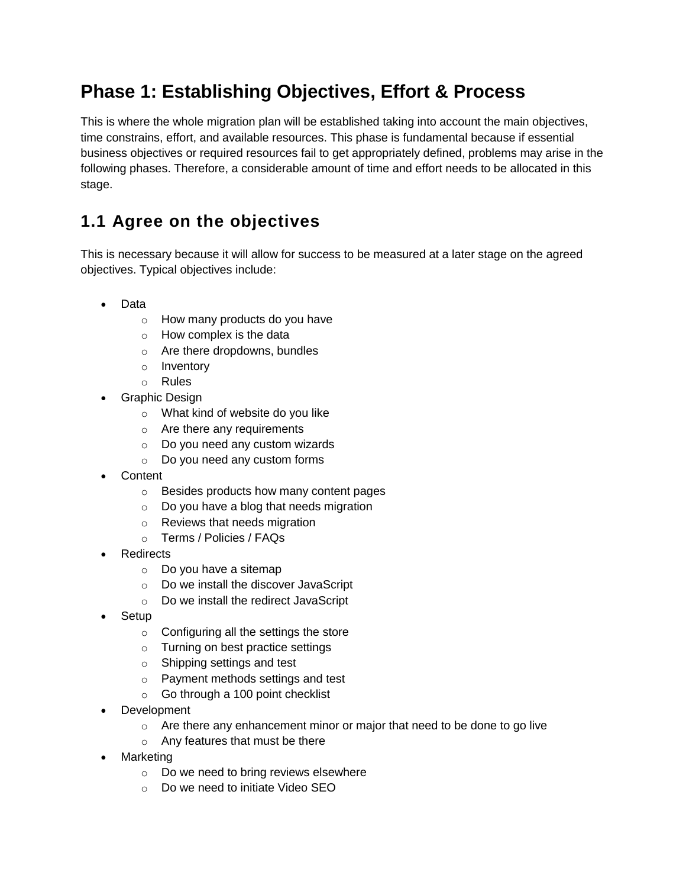# Phase 1: Establishing Objectives, Effort & Process

This is where the whole migration plan will be established taking into account the main objectives, time constrains, effort, and available resources. This phase is fundamental because if essential business objectives or required resources fail to get appropriately defined, problems may arise in the following phases. Therefore, a considerable amount of time and effort needs to be allocated in this stage.

## 1.1 Agree on the objectives

This is necessary because it will allow for success to be measured at a later stage on the agreed objectives. Typical objectives include:

- Data
  - How many products do you have
  - How complex is the data
  - Are there dropdowns, bundles
  - Inventory
  - Rules
- Graphic Design
  - What kind of website do you like
  - Are there any requirements
  - Do you need any custom wizards
  - Do you need any custom forms
- Content
  - Besides products how many content pages
  - Do you have a blog that needs migration
  - Reviews that needs migration
  - Terms / Policies / FAQs
- Redirects
  - Do you have a sitemap
  - Do we install the discover JavaScript
  - Do we install the redirect JavaScript
- Setup
  - Configuring all the settings the store
  - Turning on best practice settings
  - Shipping settings and test
  - Payment methods settings and test
  - Go through a 100 point checklist
- Development
  - Are there any enhancement minor or major that need to be done to go live
  - Any features that must be there
- Marketing
  - Do we need to bring reviews elsewhere
  - Do we need to initiate Video SEO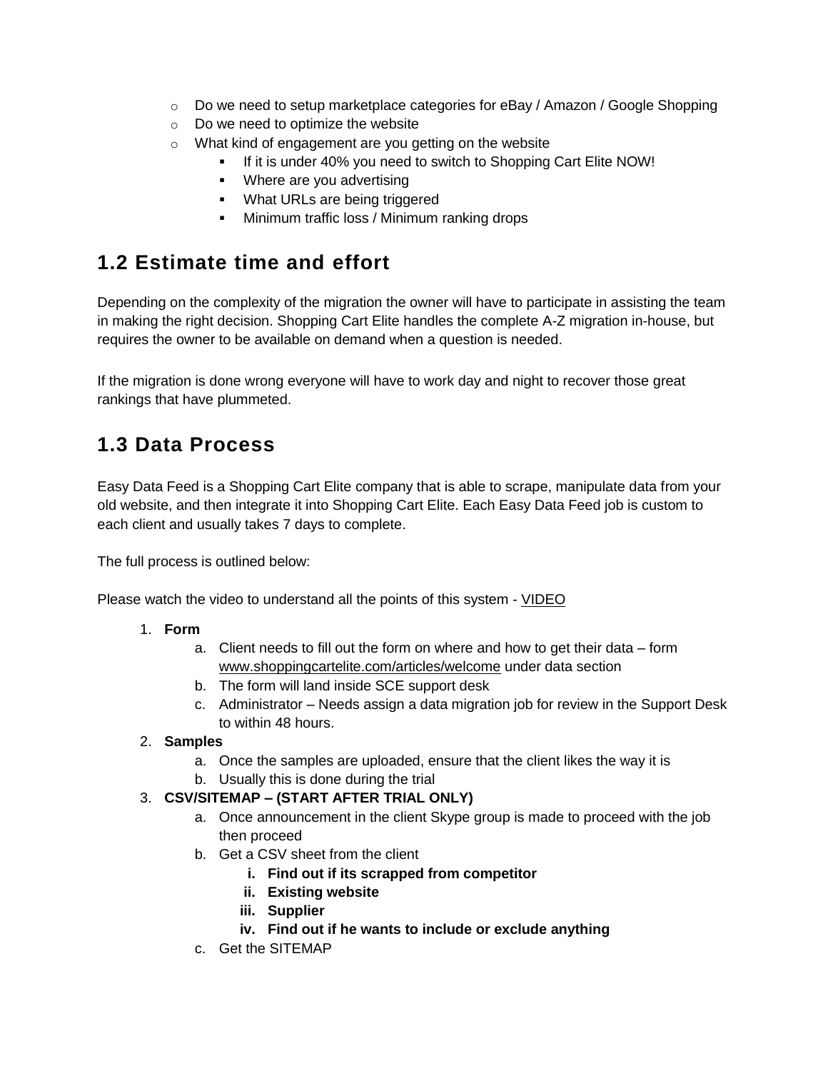- Do we need to setup marketplace categories for eBay / Amazon / Google Shopping
- Do we need to optimize the website
- What kind of engagement are you getting on the website
  - If it is under 40% you need to switch to Shopping Cart Elite NOW!
  - Where are you advertising
  - What URLs are being triggered
  - Minimum traffic loss / Minimum ranking drops

## 1.2 Estimate time and effort

Depending on the complexity of the migration the owner will have to participate in assisting the team in making the right decision. Shopping Cart Elite handles the complete A-Z migration in-house, but requires the owner to be available on demand when a question is needed.

If the migration is done wrong everyone will have to work day and night to recover those great rankings that have plummeted.

## 1.3 Data Process

Easy Data Feed is a Shopping Cart Elite company that is able to scrape, manipulate data from your old website, and then integrate it into Shopping Cart Elite. Each Easy Data Feed job is custom to each client and usually takes 7 days to complete.

The full process is outlined below:

Please watch the video to understand all the points of this system - VIDEO

1. **Form**
   a. Client needs to fill out the form on where and how to get their data – form www.shoppingcartelite.com/articles/welcome under data section
   b. The form will land inside SCE support desk
   c. Administrator – Needs assign a data migration job for review in the Support Desk to within 48 hours.
2. **Samples**
   a. Once the samples are uploaded, ensure that the client likes the way it is
   b. Usually this is done during the trial
3. **CSV/SITEMAP – (START AFTER TRIAL ONLY)**
   a. Once announcement in the client Skype group is made to proceed with the job then proceed
   b. Get a CSV sheet from the client
      i. **Find out if its scrapped from competitor**
      ii. **Existing website**
      iii. **Supplier**
      iv. **Find out if he wants to include or exclude anything**
   c. Get the SITEMAP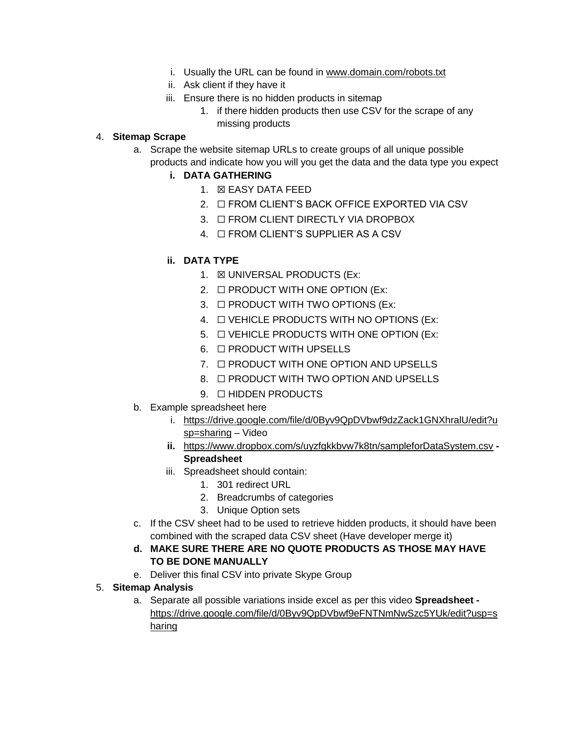i. Usually the URL can be found in www.domain.com/robots.txt
   ii. Ask client if they have it
   iii. Ensure there is no hidden products in sitemap
      1. if there hidden products then use CSV for the scrape of any missing products

4. **Sitemap Scrape**
   a. Scrape the website sitemap URLs to create groups of all unique possible products and indicate how you will you get the data and the data type you expect
      **i. DATA GATHERING**
         1. ☒ EASY DATA FEED
         2. ☐ FROM CLIENT'S BACK OFFICE EXPORTED VIA CSV
         3. ☐ FROM CLIENT DIRECTLY VIA DROPBOX
         4. ☐ FROM CLIENT'S SUPPLIER AS A CSV

      **ii. DATA TYPE**
         1. ☒ UNIVERSAL PRODUCTS (Ex:
         2. ☐ PRODUCT WITH ONE OPTION (Ex:
         3. ☐ PRODUCT WITH TWO OPTIONS (Ex:
         4. ☐ VEHICLE PRODUCTS WITH NO OPTIONS (Ex:
         5. ☐ VEHICLE PRODUCTS WITH ONE OPTION (Ex:
         6. ☐ PRODUCT WITH UPSELLS
         7. ☐ PRODUCT WITH ONE OPTION AND UPSELLS
         8. ☐ PRODUCT WITH TWO OPTION AND UPSELLS
         9. ☐ HIDDEN PRODUCTS
   b. Example spreadsheet here
      i. https://drive.google.com/file/d/0Byv9QpDVbwf9dzZack1GNXhralU/edit?usp=sharing – Video
      **ii.** https://www.dropbox.com/s/uyzfgkkbvw7k8tn/sampleforDataSystem.csv **- Spreadsheet**
      iii. Spreadsheet should contain:
         1. 301 redirect URL
         2. Breadcrumbs of categories
         3. Unique Option sets
   c. If the CSV sheet had to be used to retrieve hidden products, it should have been combined with the scraped data CSV sheet (Have developer merge it)
   **d. MAKE SURE THERE ARE NO QUOTE PRODUCTS AS THOSE MAY HAVE TO BE DONE MANUALLY**
   e. Deliver this final CSV into private Skype Group

5. **Sitemap Analysis**
   a. Separate all possible variations inside excel as per this video **Spreadsheet -** https://drive.google.com/file/d/0Byv9QpDVbwf9eFNTNmNwSzc5YUk/edit?usp=sharing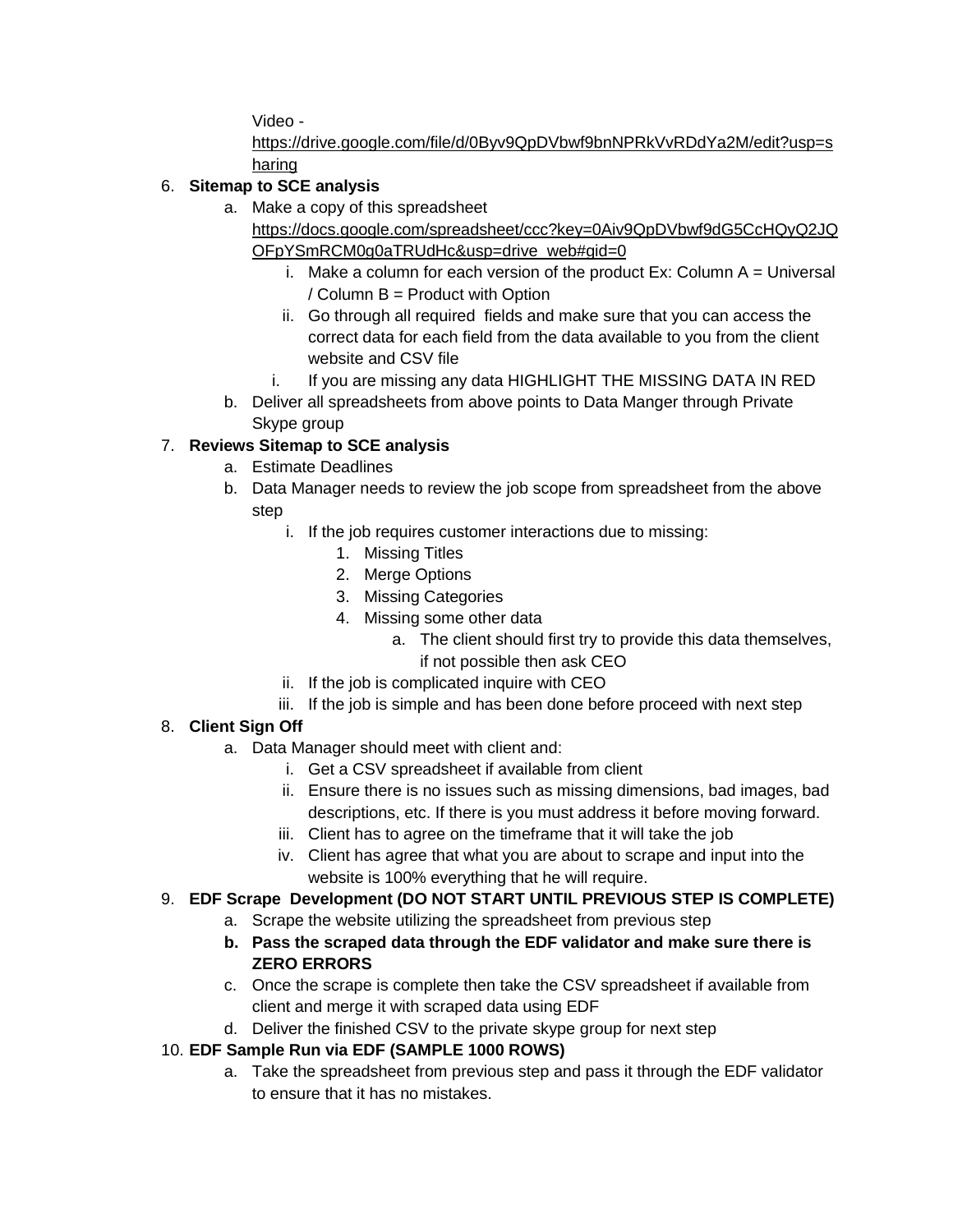Video - https://drive.google.com/file/d/0Byv9QpDVbwf9bnNPRkVvRDdYa2M/edit?usp=sharing

6. **Sitemap to SCE analysis**
   a. Make a copy of this spreadsheet https://docs.google.com/spreadsheet/ccc?key=0Aiv9QpDVbwf9dG5CcHQyQ2JQOFpYSmRCM0g0aTRUdHc&usp=drive_web#gid=0
      i. Make a column for each version of the product Ex: Column A = Universal / Column B = Product with Option
      ii. Go through all required fields and make sure that you can access the correct data for each field from the data available to you from the client website and CSV file
      i. If you are missing any data HIGHLIGHT THE MISSING DATA IN RED
   b. Deliver all spreadsheets from above points to Data Manger through Private Skype group
7. **Reviews Sitemap to SCE analysis**
   a. Estimate Deadlines
   b. Data Manager needs to review the job scope from spreadsheet from the above step
      i. If the job requires customer interactions due to missing:
         1. Missing Titles
         2. Merge Options
         3. Missing Categories
         4. Missing some other data
            a. The client should first try to provide this data themselves, if not possible then ask CEO
      ii. If the job is complicated inquire with CEO
      iii. If the job is simple and has been done before proceed with next step
8. **Client Sign Off**
   a. Data Manager should meet with client and:
      i. Get a CSV spreadsheet if available from client
      ii. Ensure there is no issues such as missing dimensions, bad images, bad descriptions, etc. If there is you must address it before moving forward.
      iii. Client has to agree on the timeframe that it will take the job
      iv. Client has agree that what you are about to scrape and input into the website is 100% everything that he will require.
9. **EDF Scrape Development (DO NOT START UNTIL PREVIOUS STEP IS COMPLETE)**
   a. Scrape the website utilizing the spreadsheet from previous step
   b. **Pass the scraped data through the EDF validator and make sure there is ZERO ERRORS**
   c. Once the scrape is complete then take the CSV spreadsheet if available from client and merge it with scraped data using EDF
   d. Deliver the finished CSV to the private skype group for next step
10. **EDF Sample Run via EDF (SAMPLE 1000 ROWS)**
    a. Take the spreadsheet from previous step and pass it through the EDF validator to ensure that it has no mistakes.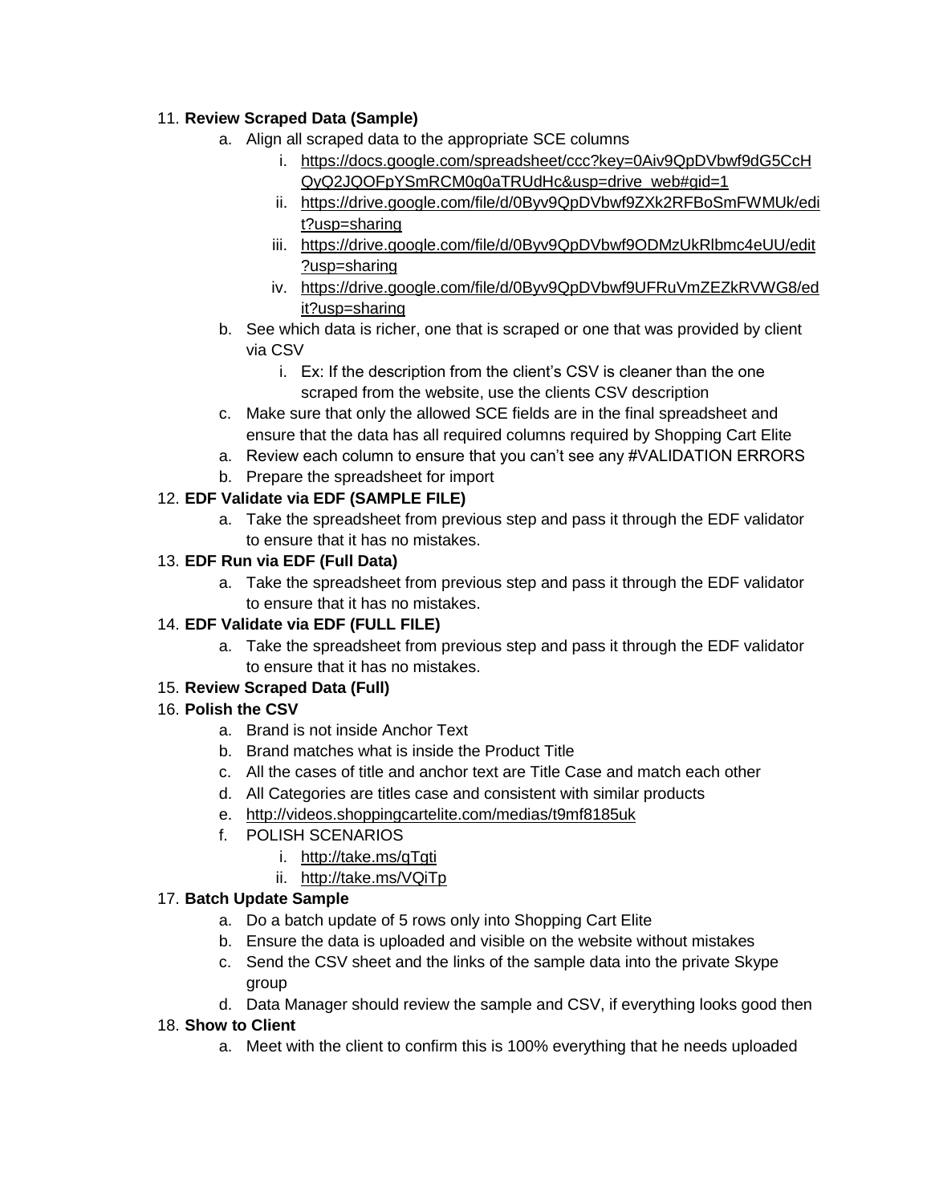11. **Review Scraped Data (Sample)**
    a. Align all scraped data to the appropriate SCE columns
        i. https://docs.google.com/spreadsheet/ccc?key=0Aiv9QpDVbwf9dG5CcHQyQ2JQOFpYSmRCM0g0aTRUdHc&usp=drive_web#gid=1
        ii. https://drive.google.com/file/d/0Byv9QpDVbwf9ZXk2RFBoSmFWMUk/edit?usp=sharing
        iii. https://drive.google.com/file/d/0Byv9QpDVbwf9ODMzUkRlbmc4eUU/edit?usp=sharing
        iv. https://drive.google.com/file/d/0Byv9QpDVbwf9UFRuVmZEZkRVWG8/edit?usp=sharing
    b. See which data is richer, one that is scraped or one that was provided by client via CSV
        i. Ex: If the description from the client's CSV is cleaner than the one scraped from the website, use the clients CSV description
    c. Make sure that only the allowed SCE fields are in the final spreadsheet and ensure that the data has all required columns required by Shopping Cart Elite
    a. Review each column to ensure that you can't see any #VALIDATION ERRORS
    b. Prepare the spreadsheet for import
12. **EDF Validate via EDF (SAMPLE FILE)**
    a. Take the spreadsheet from previous step and pass it through the EDF validator to ensure that it has no mistakes.
13. **EDF Run via EDF (Full Data)**
    a. Take the spreadsheet from previous step and pass it through the EDF validator to ensure that it has no mistakes.
14. **EDF Validate via EDF (FULL FILE)**
    a. Take the spreadsheet from previous step and pass it through the EDF validator to ensure that it has no mistakes.
15. **Review Scraped Data (Full)**
16. **Polish the CSV**
    a. Brand is not inside Anchor Text
    b. Brand matches what is inside the Product Title
    c. All the cases of title and anchor text are Title Case and match each other
    d. All Categories are titles case and consistent with similar products
    e. http://videos.shoppingcartelite.com/medias/t9mf8185uk
    f. POLISH SCENARIOS
        i. http://take.ms/qTqti
        ii. http://take.ms/VQiTp
17. **Batch Update Sample**
    a. Do a batch update of 5 rows only into Shopping Cart Elite
    b. Ensure the data is uploaded and visible on the website without mistakes
    c. Send the CSV sheet and the links of the sample data into the private Skype group
    d. Data Manager should review the sample and CSV, if everything looks good then
18. **Show to Client**
    a. Meet with the client to confirm this is 100% everything that he needs uploaded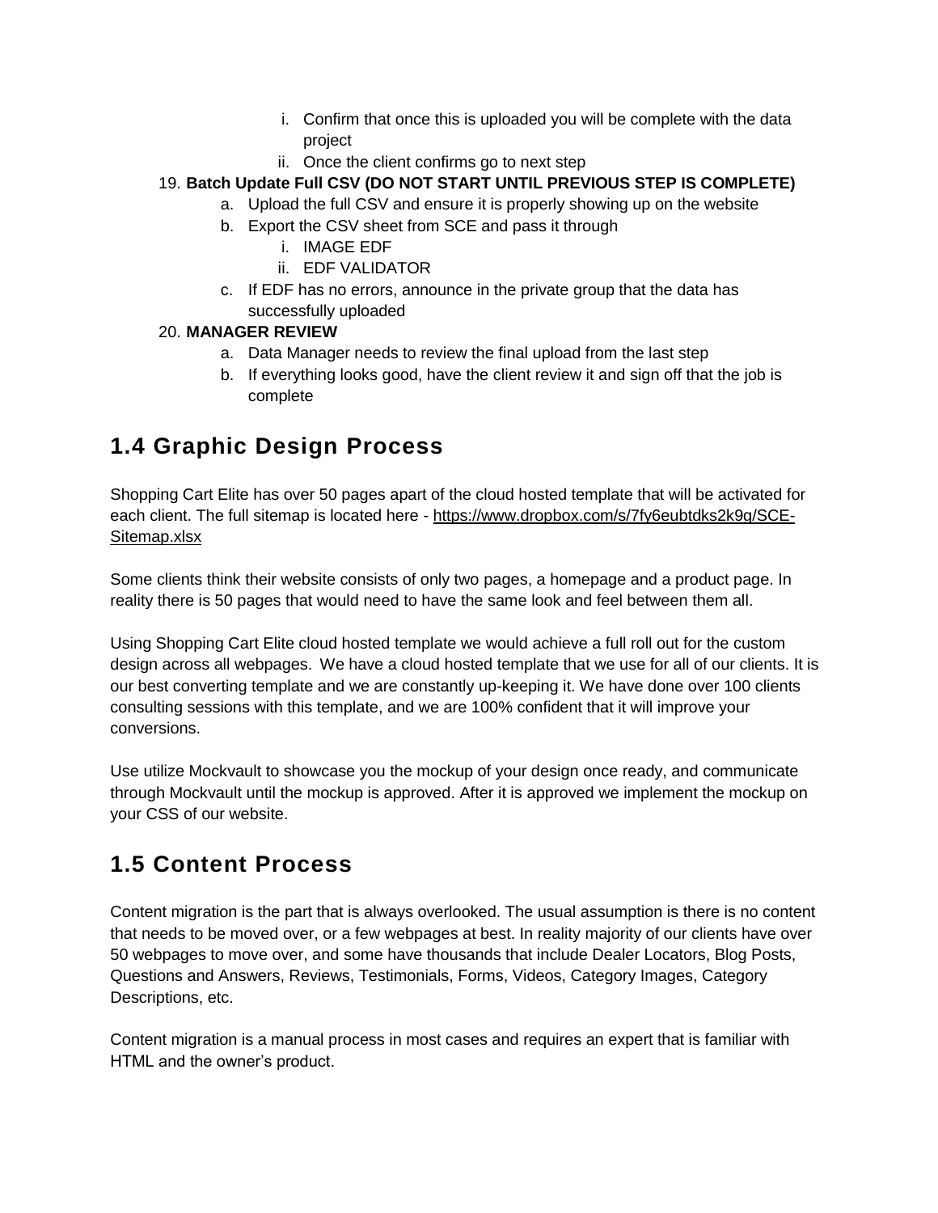i. Confirm that once this is uploaded you will be complete with the data project
        ii. Once the client confirms go to next step

19. **Batch Update Full CSV (DO NOT START UNTIL PREVIOUS STEP IS COMPLETE)**
    a. Upload the full CSV and ensure it is properly showing up on the website
    b. Export the CSV sheet from SCE and pass it through
        i. IMAGE EDF
        ii. EDF VALIDATOR
    c. If EDF has no errors, announce in the private group that the data has successfully uploaded
20. **MANAGER REVIEW**
    a. Data Manager needs to review the final upload from the last step
    b. If everything looks good, have the client review it and sign off that the job is complete

## 1.4 Graphic Design Process

Shopping Cart Elite has over 50 pages apart of the cloud hosted template that will be activated for each client. The full sitemap is located here - https://www.dropbox.com/s/7fy6eubtdks2k9g/SCE-Sitemap.xlsx

Some clients think their website consists of only two pages, a homepage and a product page. In reality there is 50 pages that would need to have the same look and feel between them all.

Using Shopping Cart Elite cloud hosted template we would achieve a full roll out for the custom design across all webpages. We have a cloud hosted template that we use for all of our clients. It is our best converting template and we are constantly up-keeping it. We have done over 100 clients consulting sessions with this template, and we are 100% confident that it will improve your conversions.

Use utilize Mockvault to showcase you the mockup of your design once ready, and communicate through Mockvault until the mockup is approved. After it is approved we implement the mockup on your CSS of our website.

## 1.5 Content Process

Content migration is the part that is always overlooked. The usual assumption is there is no content that needs to be moved over, or a few webpages at best. In reality majority of our clients have over 50 webpages to move over, and some have thousands that include Dealer Locators, Blog Posts, Questions and Answers, Reviews, Testimonials, Forms, Videos, Category Images, Category Descriptions, etc.

Content migration is a manual process in most cases and requires an expert that is familiar with HTML and the owner's product.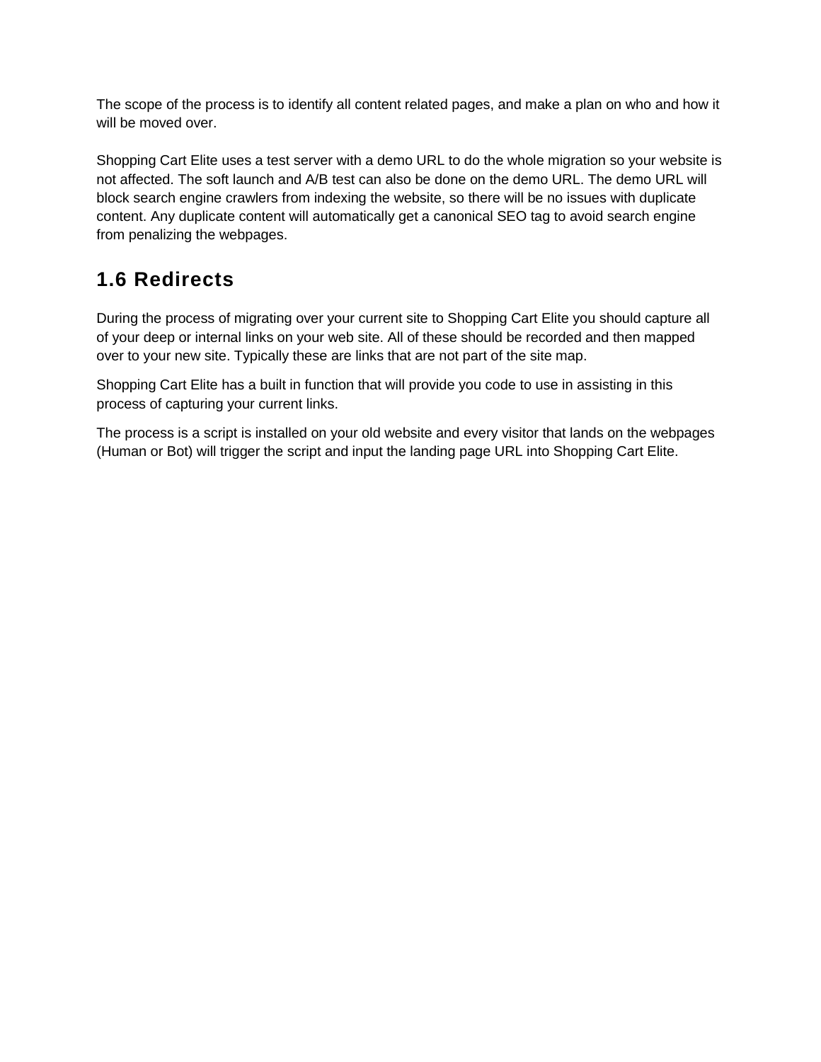The scope of the process is to identify all content related pages, and make a plan on who and how it will be moved over.

Shopping Cart Elite uses a test server with a demo URL to do the whole migration so your website is not affected. The soft launch and A/B test can also be done on the demo URL. The demo URL will block search engine crawlers from indexing the website, so there will be no issues with duplicate content. Any duplicate content will automatically get a canonical SEO tag to avoid search engine from penalizing the webpages.

## 1.6 Redirects

During the process of migrating over your current site to Shopping Cart Elite you should capture all of your deep or internal links on your web site. All of these should be recorded and then mapped over to your new site. Typically these are links that are not part of the site map.

Shopping Cart Elite has a built in function that will provide you code to use in assisting in this process of capturing your current links.

The process is a script is installed on your old website and every visitor that lands on the webpages (Human or Bot) will trigger the script and input the landing page URL into Shopping Cart Elite.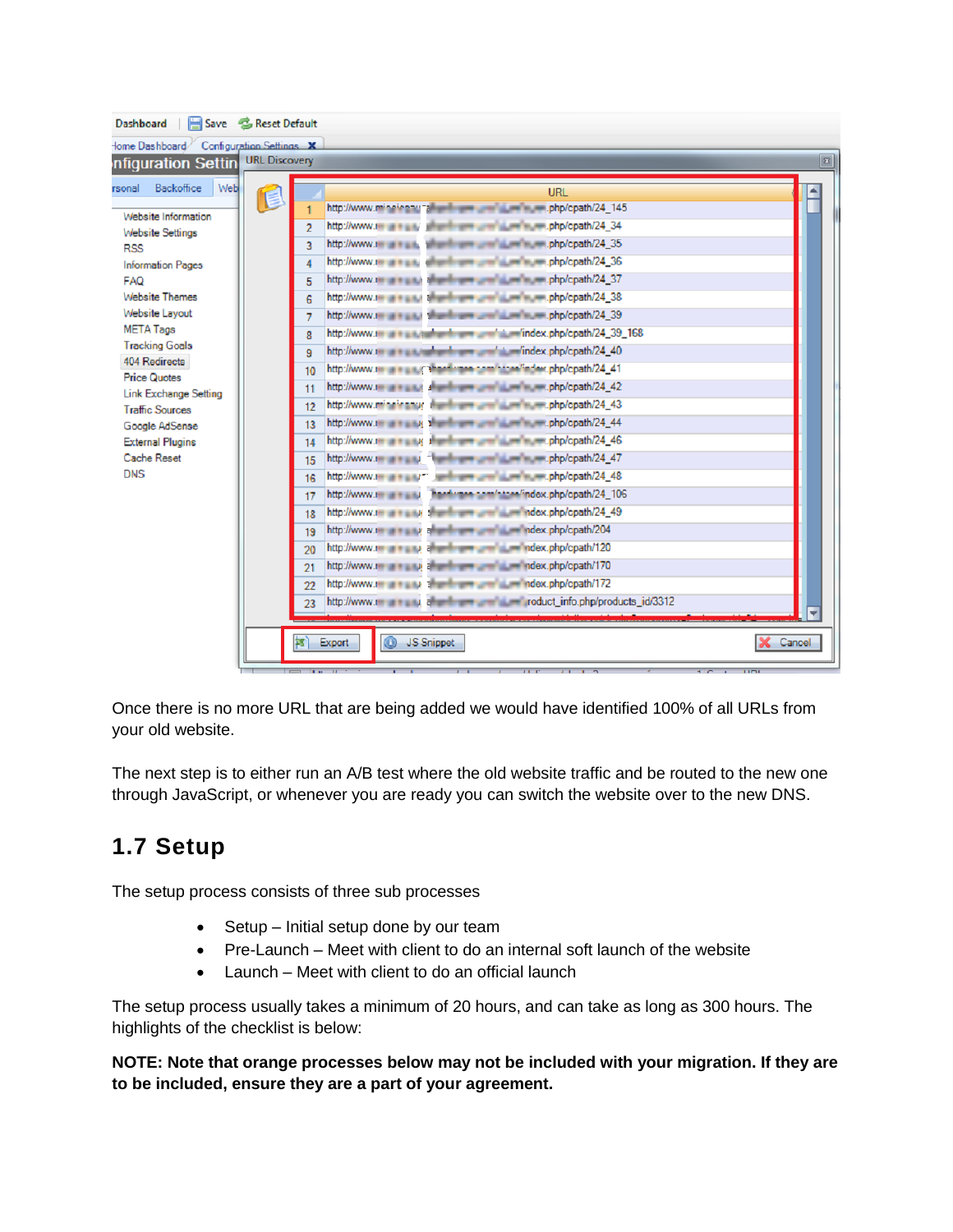Once there is no more URL that are being added we would have identified 100% of all URLs from your old website.

The next step is to either run an A/B test where the old website traffic and be routed to the new one through JavaScript, or whenever you are ready you can switch the website over to the new DNS.

## 1.7 Setup

The setup process consists of three sub processes

- Setup – Initial setup done by our team
- Pre-Launch – Meet with client to do an internal soft launch of the website
- Launch – Meet with client to do an official launch

The setup process usually takes a minimum of 20 hours, and can take as long as 300 hours. The highlights of the checklist is below:

**NOTE: Note that orange processes below may not be included with your migration. If they are to be included, ensure they are a part of your agreement.**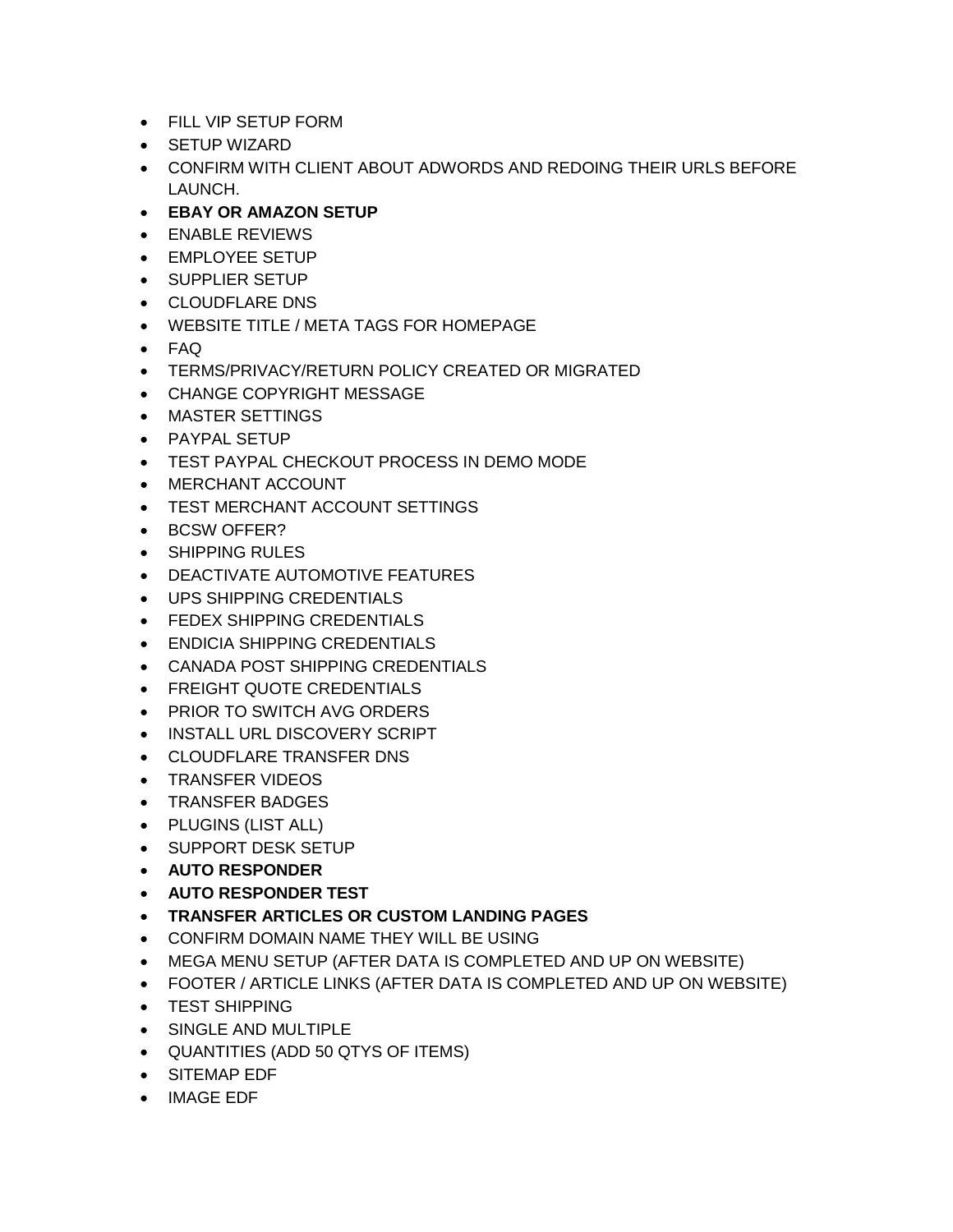- FILL VIP SETUP FORM
- SETUP WIZARD
- CONFIRM WITH CLIENT ABOUT ADWORDS AND REDOING THEIR URLS BEFORE LAUNCH.
- **EBAY OR AMAZON SETUP**
- ENABLE REVIEWS
- EMPLOYEE SETUP
- SUPPLIER SETUP
- CLOUDFLARE DNS
- WEBSITE TITLE / META TAGS FOR HOMEPAGE
- FAQ
- TERMS/PRIVACY/RETURN POLICY CREATED OR MIGRATED
- CHANGE COPYRIGHT MESSAGE
- MASTER SETTINGS
- PAYPAL SETUP
- TEST PAYPAL CHECKOUT PROCESS IN DEMO MODE
- MERCHANT ACCOUNT
- TEST MERCHANT ACCOUNT SETTINGS
- BCSW OFFER?
- SHIPPING RULES
- DEACTIVATE AUTOMOTIVE FEATURES
- UPS SHIPPING CREDENTIALS
- FEDEX SHIPPING CREDENTIALS
- ENDICIA SHIPPING CREDENTIALS
- CANADA POST SHIPPING CREDENTIALS
- FREIGHT QUOTE CREDENTIALS
- PRIOR TO SWITCH AVG ORDERS
- INSTALL URL DISCOVERY SCRIPT
- CLOUDFLARE TRANSFER DNS
- TRANSFER VIDEOS
- TRANSFER BADGES
- PLUGINS (LIST ALL)
- SUPPORT DESK SETUP
- **AUTO RESPONDER**
- **AUTO RESPONDER TEST**
- **TRANSFER ARTICLES OR CUSTOM LANDING PAGES**
- CONFIRM DOMAIN NAME THEY WILL BE USING
- MEGA MENU SETUP (AFTER DATA IS COMPLETED AND UP ON WEBSITE)
- FOOTER / ARTICLE LINKS (AFTER DATA IS COMPLETED AND UP ON WEBSITE)
- TEST SHIPPING
- SINGLE AND MULTIPLE
- QUANTITIES (ADD 50 QTYS OF ITEMS)
- SITEMAP EDF
- IMAGE EDF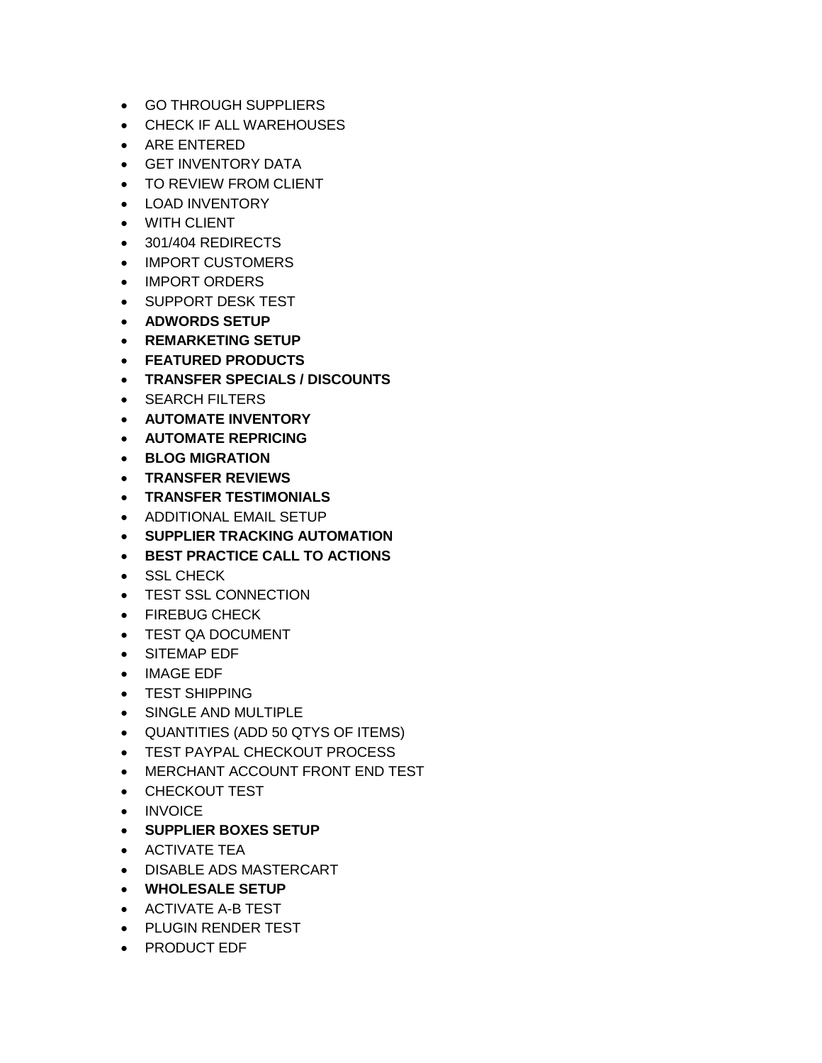- GO THROUGH SUPPLIERS
- CHECK IF ALL WAREHOUSES
- ARE ENTERED
- GET INVENTORY DATA
- TO REVIEW FROM CLIENT
- LOAD INVENTORY
- WITH CLIENT
- 301/404 REDIRECTS
- IMPORT CUSTOMERS
- IMPORT ORDERS
- SUPPORT DESK TEST
- **ADWORDS SETUP**
- **REMARKETING SETUP**
- **FEATURED PRODUCTS**
- **TRANSFER SPECIALS / DISCOUNTS**
- SEARCH FILTERS
- **AUTOMATE INVENTORY**
- **AUTOMATE REPRICING**
- **BLOG MIGRATION**
- **TRANSFER REVIEWS**
- **TRANSFER TESTIMONIALS**
- ADDITIONAL EMAIL SETUP
- **SUPPLIER TRACKING AUTOMATION**
- **BEST PRACTICE CALL TO ACTIONS**
- SSL CHECK
- TEST SSL CONNECTION
- FIREBUG CHECK
- TEST QA DOCUMENT
- SITEMAP EDF
- IMAGE EDF
- TEST SHIPPING
- SINGLE AND MULTIPLE
- QUANTITIES (ADD 50 QTYS OF ITEMS)
- TEST PAYPAL CHECKOUT PROCESS
- MERCHANT ACCOUNT FRONT END TEST
- CHECKOUT TEST
- INVOICE
- **SUPPLIER BOXES SETUP**
- ACTIVATE TEA
- DISABLE ADS MASTERCART
- **WHOLESALE SETUP**
- ACTIVATE A-B TEST
- PLUGIN RENDER TEST
- PRODUCT EDF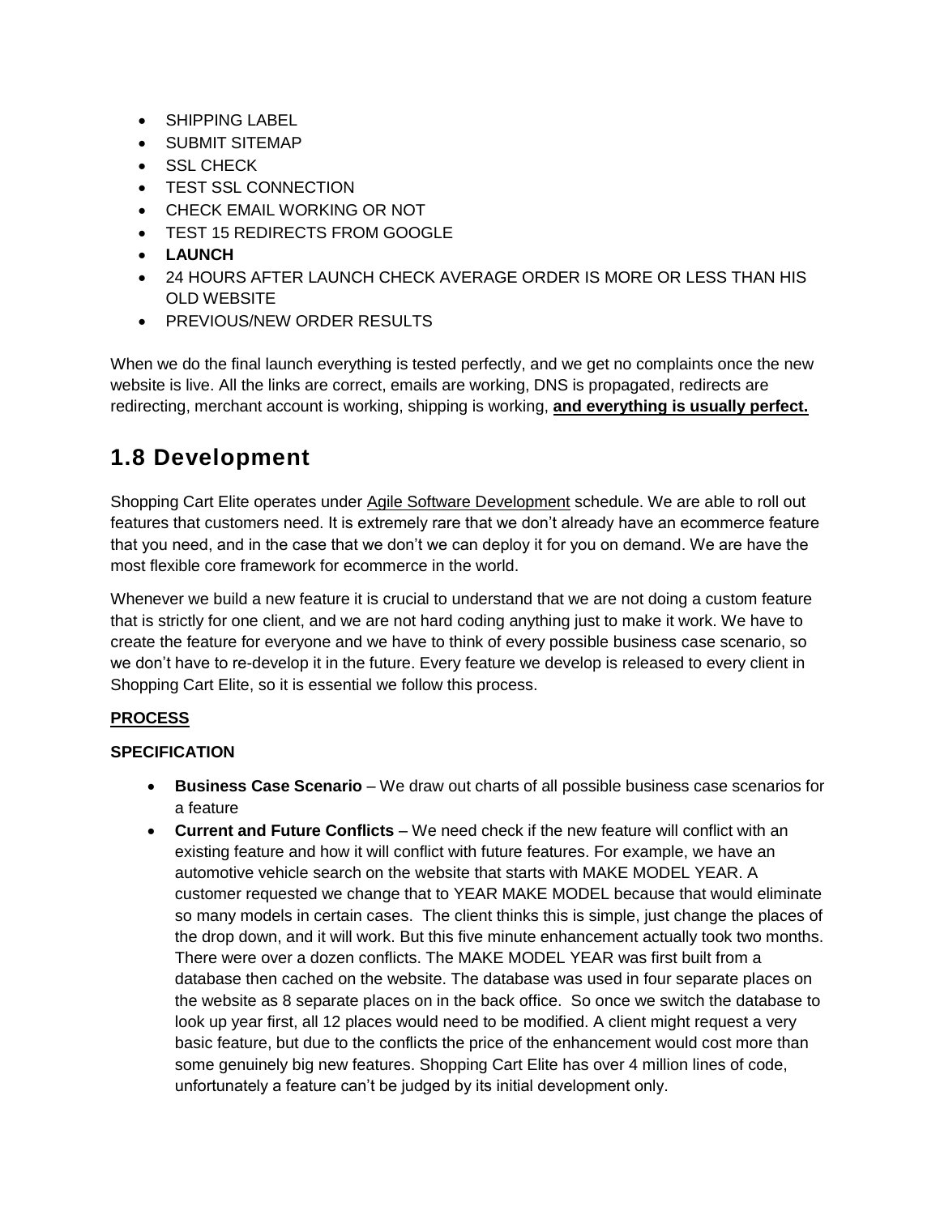- SHIPPING LABEL
- SUBMIT SITEMAP
- SSL CHECK
- TEST SSL CONNECTION
- CHECK EMAIL WORKING OR NOT
- TEST 15 REDIRECTS FROM GOOGLE
- **LAUNCH**
- 24 HOURS AFTER LAUNCH CHECK AVERAGE ORDER IS MORE OR LESS THAN HIS OLD WEBSITE
- PREVIOUS/NEW ORDER RESULTS

When we do the final launch everything is tested perfectly, and we get no complaints once the new website is live. All the links are correct, emails are working, DNS is propagated, redirects are redirecting, merchant account is working, shipping is working, **and everything is usually perfect.**

## 1.8 Development

Shopping Cart Elite operates under Agile Software Development schedule. We are able to roll out features that customers need. It is extremely rare that we don't already have an ecommerce feature that you need, and in the case that we don't we can deploy it for you on demand. We are have the most flexible core framework for ecommerce in the world.

Whenever we build a new feature it is crucial to understand that we are not doing a custom feature that is strictly for one client, and we are not hard coding anything just to make it work. We have to create the feature for everyone and we have to think of every possible business case scenario, so we don't have to re-develop it in the future. Every feature we develop is released to every client in Shopping Cart Elite, so it is essential we follow this process.

**PROCESS**

**SPECIFICATION**

- **Business Case Scenario** – We draw out charts of all possible business case scenarios for a feature
- **Current and Future Conflicts** – We need check if the new feature will conflict with an existing feature and how it will conflict with future features. For example, we have an automotive vehicle search on the website that starts with MAKE MODEL YEAR. A customer requested we change that to YEAR MAKE MODEL because that would eliminate so many models in certain cases. The client thinks this is simple, just change the places of the drop down, and it will work. But this five minute enhancement actually took two months. There were over a dozen conflicts. The MAKE MODEL YEAR was first built from a database then cached on the website. The database was used in four separate places on the website as 8 separate places on in the back office. So once we switch the database to look up year first, all 12 places would need to be modified. A client might request a very basic feature, but due to the conflicts the price of the enhancement would cost more than some genuinely big new features. Shopping Cart Elite has over 4 million lines of code, unfortunately a feature can't be judged by its initial development only.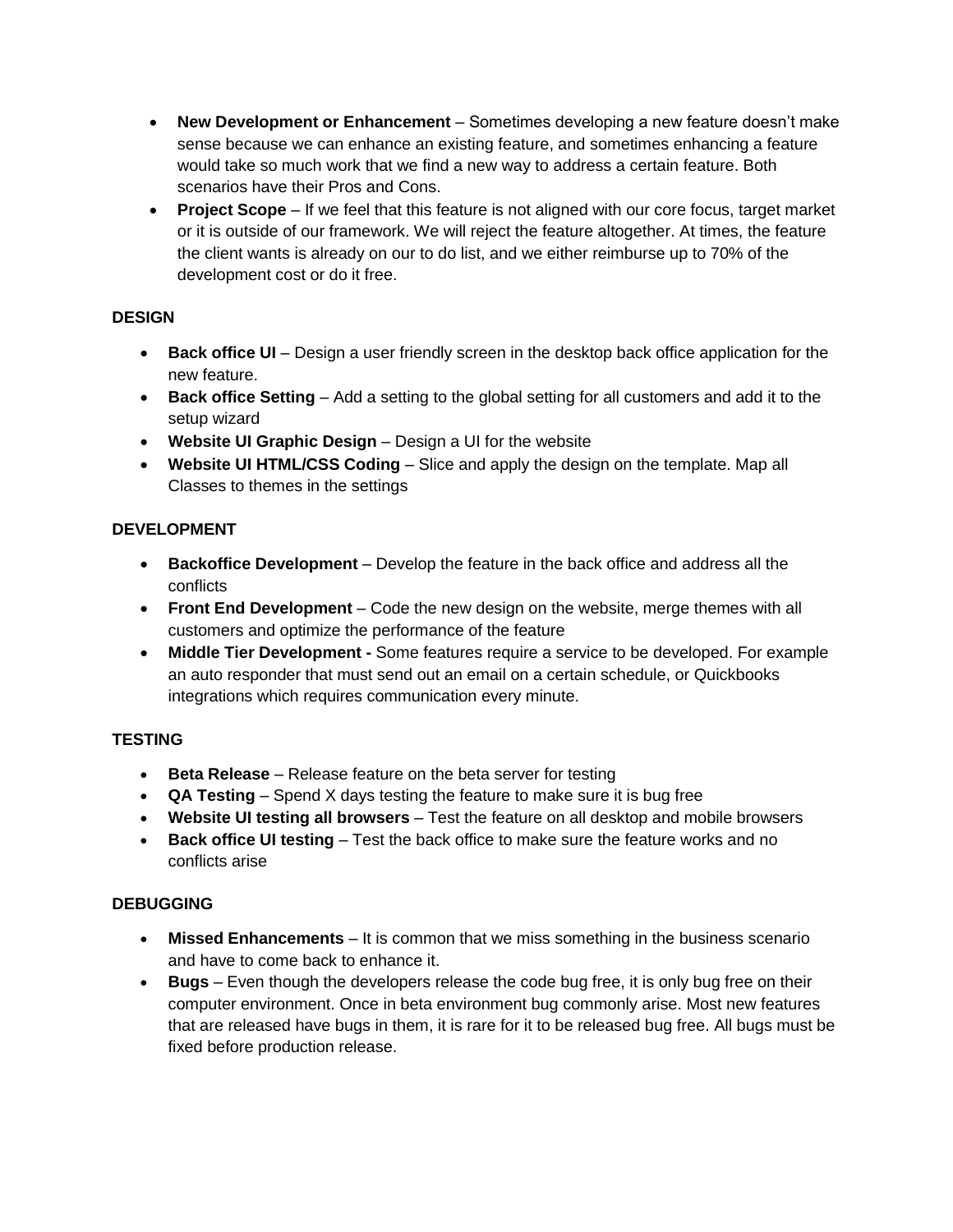- **New Development or Enhancement** – Sometimes developing a new feature doesn't make sense because we can enhance an existing feature, and sometimes enhancing a feature would take so much work that we find a new way to address a certain feature. Both scenarios have their Pros and Cons.
- **Project Scope** – If we feel that this feature is not aligned with our core focus, target market or it is outside of our framework. We will reject the feature altogether. At times, the feature the client wants is already on our to do list, and we either reimburse up to 70% of the development cost or do it free.

**DESIGN**

- **Back office UI** – Design a user friendly screen in the desktop back office application for the new feature.
- **Back office Setting** – Add a setting to the global setting for all customers and add it to the setup wizard
- **Website UI Graphic Design** – Design a UI for the website
- **Website UI HTML/CSS Coding** – Slice and apply the design on the template. Map all Classes to themes in the settings

**DEVELOPMENT**

- **Backoffice Development** – Develop the feature in the back office and address all the conflicts
- **Front End Development** – Code the new design on the website, merge themes with all customers and optimize the performance of the feature
- **Middle Tier Development -** Some features require a service to be developed. For example an auto responder that must send out an email on a certain schedule, or Quickbooks integrations which requires communication every minute.

**TESTING**

- **Beta Release** – Release feature on the beta server for testing
- **QA Testing** – Spend X days testing the feature to make sure it is bug free
- **Website UI testing all browsers** – Test the feature on all desktop and mobile browsers
- **Back office UI testing** – Test the back office to make sure the feature works and no conflicts arise

**DEBUGGING**

- **Missed Enhancements** – It is common that we miss something in the business scenario and have to come back to enhance it.
- **Bugs** – Even though the developers release the code bug free, it is only bug free on their computer environment. Once in beta environment bug commonly arise. Most new features that are released have bugs in them, it is rare for it to be released bug free. All bugs must be fixed before production release.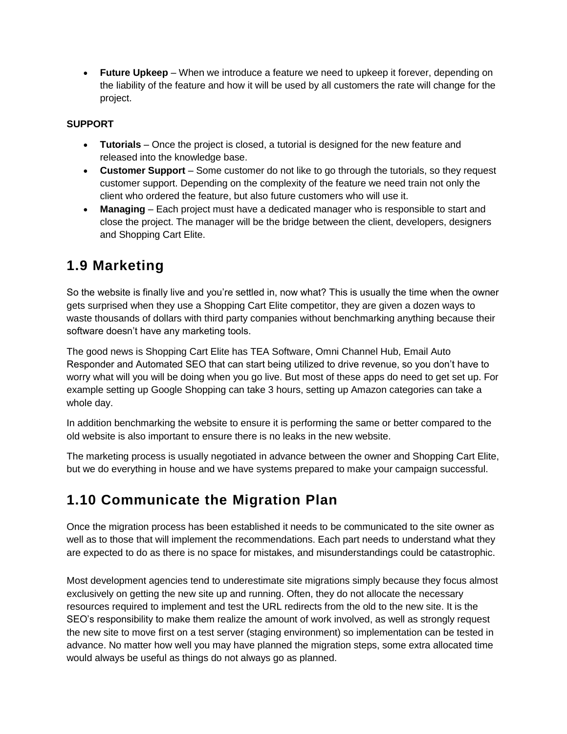- **Future Upkeep** – When we introduce a feature we need to upkeep it forever, depending on the liability of the feature and how it will be used by all customers the rate will change for the project.

**SUPPORT**

- **Tutorials** – Once the project is closed, a tutorial is designed for the new feature and released into the knowledge base.
- **Customer Support** – Some customer do not like to go through the tutorials, so they request customer support. Depending on the complexity of the feature we need train not only the client who ordered the feature, but also future customers who will use it.
- **Managing** – Each project must have a dedicated manager who is responsible to start and close the project. The manager will be the bridge between the client, developers, designers and Shopping Cart Elite.

## 1.9 Marketing

So the website is finally live and you're settled in, now what? This is usually the time when the owner gets surprised when they use a Shopping Cart Elite competitor, they are given a dozen ways to waste thousands of dollars with third party companies without benchmarking anything because their software doesn't have any marketing tools.

The good news is Shopping Cart Elite has TEA Software, Omni Channel Hub, Email Auto Responder and Automated SEO that can start being utilized to drive revenue, so you don't have to worry what will you will be doing when you go live. But most of these apps do need to get set up. For example setting up Google Shopping can take 3 hours, setting up Amazon categories can take a whole day.

In addition benchmarking the website to ensure it is performing the same or better compared to the old website is also important to ensure there is no leaks in the new website.

The marketing process is usually negotiated in advance between the owner and Shopping Cart Elite, but we do everything in house and we have systems prepared to make your campaign successful.

## 1.10 Communicate the Migration Plan

Once the migration process has been established it needs to be communicated to the site owner as well as to those that will implement the recommendations. Each part needs to understand what they are expected to do as there is no space for mistakes, and misunderstandings could be catastrophic.

Most development agencies tend to underestimate site migrations simply because they focus almost exclusively on getting the new site up and running. Often, they do not allocate the necessary resources required to implement and test the URL redirects from the old to the new site. It is the SEO's responsibility to make them realize the amount of work involved, as well as strongly request the new site to move first on a test server (staging environment) so implementation can be tested in advance. No matter how well you may have planned the migration steps, some extra allocated time would always be useful as things do not always go as planned.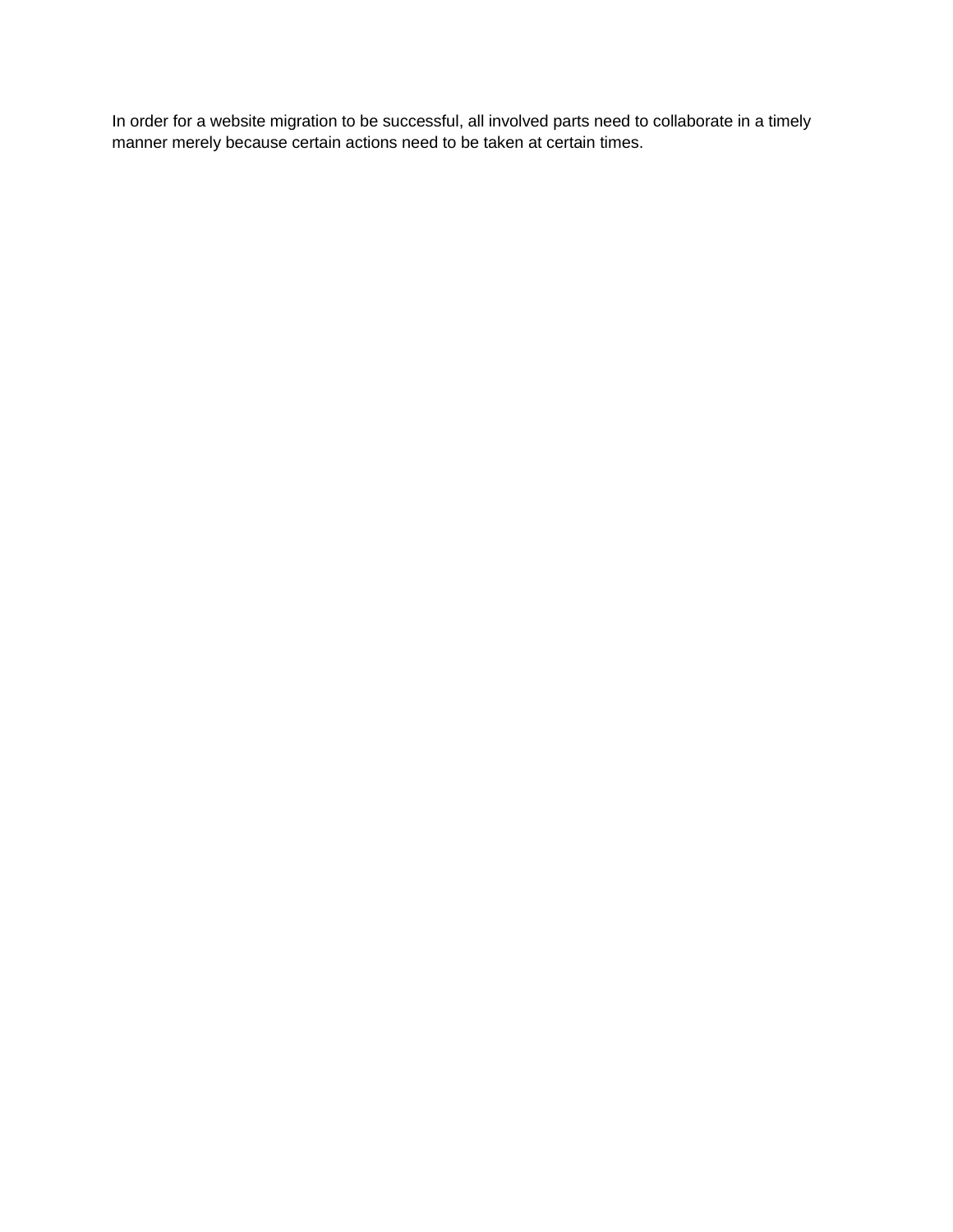In order for a website migration to be successful, all involved parts need to collaborate in a timely manner merely because certain actions need to be taken at certain times.